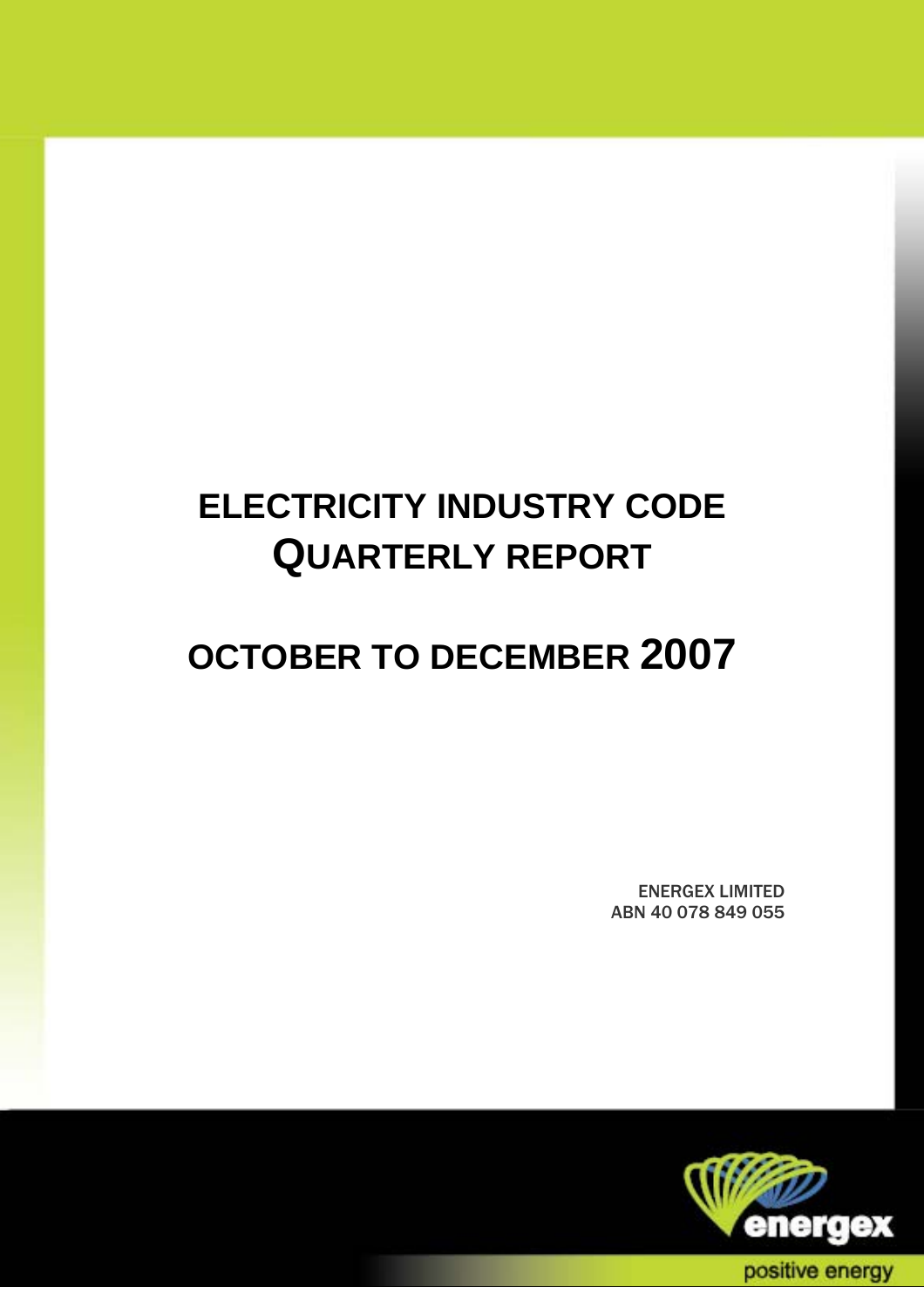# ELECTRICITY INDUSTRY CODE QUARTERLY REPORT

# OCTOBER TO DECEMBER 2007

**ENERGEX LIMITED**
**ABN 40 078 849 055**

energex

positive energy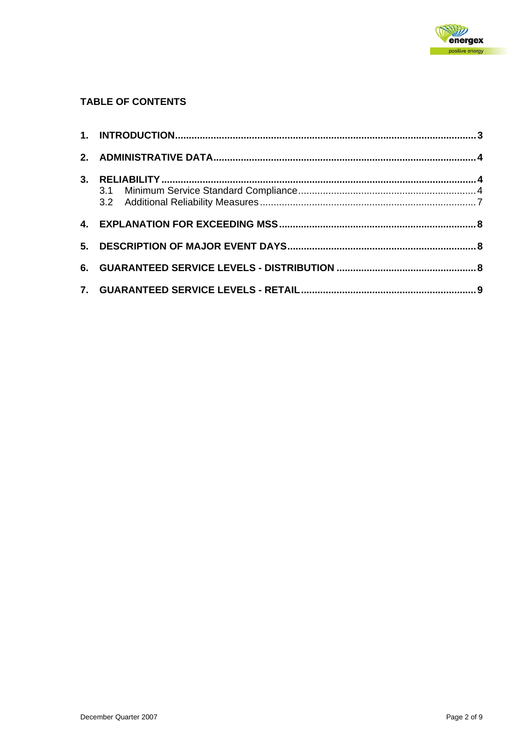**TABLE OF CONTENTS**

**1. INTRODUCTION** ............................................................. 3

**2. ADMINISTRATIVE DATA** ............................................................. 4

**3. RELIABILITY** ............................................................. 4

3.1 Minimum Service Standard Compliance ............................................................. 4

3.2 Additional Reliability Measures ............................................................. 7

**4. EXPLANATION FOR EXCEEDING MSS** ............................................................. 8

**5. DESCRIPTION OF MAJOR EVENT DAYS** ............................................................. 8

**6. GUARANTEED SERVICE LEVELS - DISTRIBUTION** ............................................................. 8

**7. GUARANTEED SERVICE LEVELS - RETAIL** ............................................................. 9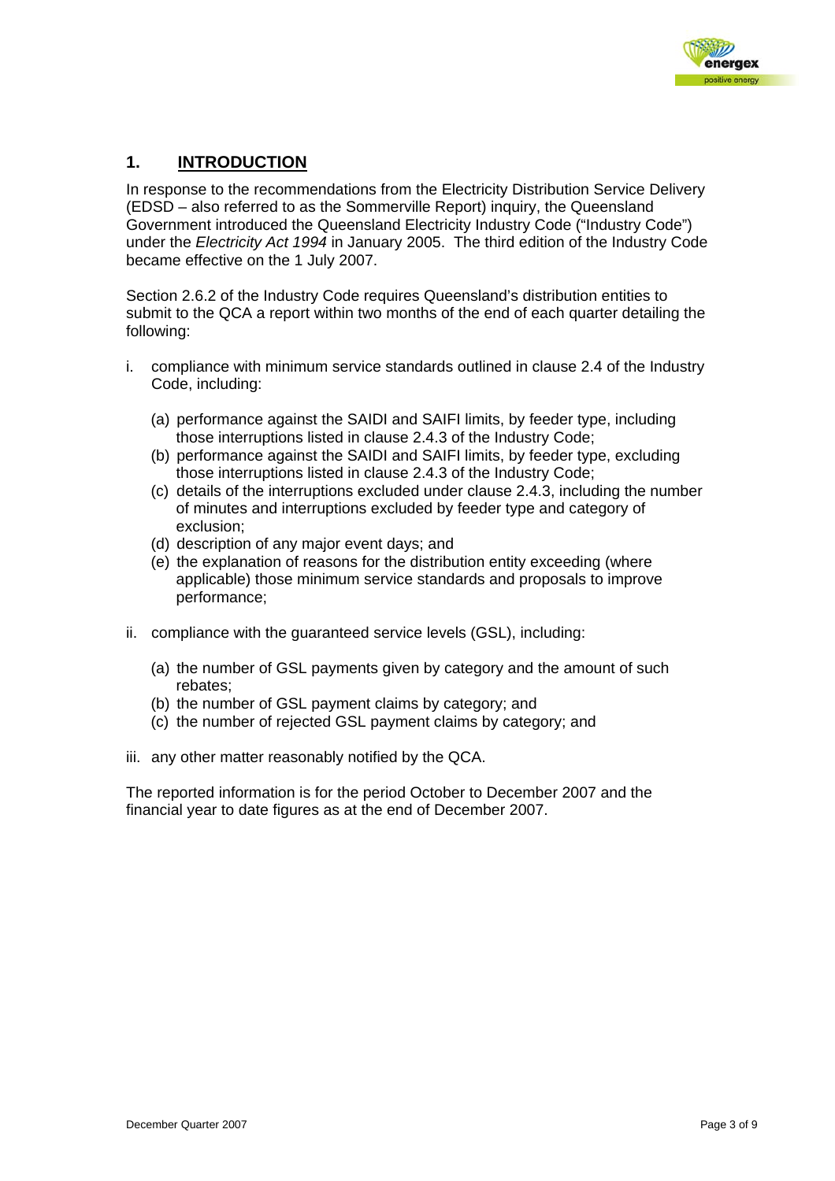## 1. INTRODUCTION

In response to the recommendations from the Electricity Distribution Service Delivery (EDSD – also referred to as the Sommerville Report) inquiry, the Queensland Government introduced the Queensland Electricity Industry Code ("Industry Code") under the *Electricity Act 1994* in January 2005. The third edition of the Industry Code became effective on the 1 July 2007.

Section 2.6.2 of the Industry Code requires Queensland's distribution entities to submit to the QCA a report within two months of the end of each quarter detailing the following:

i. compliance with minimum service standards outlined in clause 2.4 of the Industry Code, including:

   (a) performance against the SAIDI and SAIFI limits, by feeder type, including those interruptions listed in clause 2.4.3 of the Industry Code;
   (b) performance against the SAIDI and SAIFI limits, by feeder type, excluding those interruptions listed in clause 2.4.3 of the Industry Code;
   (c) details of the interruptions excluded under clause 2.4.3, including the number of minutes and interruptions excluded by feeder type and category of exclusion;
   (d) description of any major event days; and
   (e) the explanation of reasons for the distribution entity exceeding (where applicable) those minimum service standards and proposals to improve performance;

ii. compliance with the guaranteed service levels (GSL), including:

   (a) the number of GSL payments given by category and the amount of such rebates;
   (b) the number of GSL payment claims by category; and
   (c) the number of rejected GSL payment claims by category; and

iii. any other matter reasonably notified by the QCA.

The reported information is for the period October to December 2007 and the financial year to date figures as at the end of December 2007.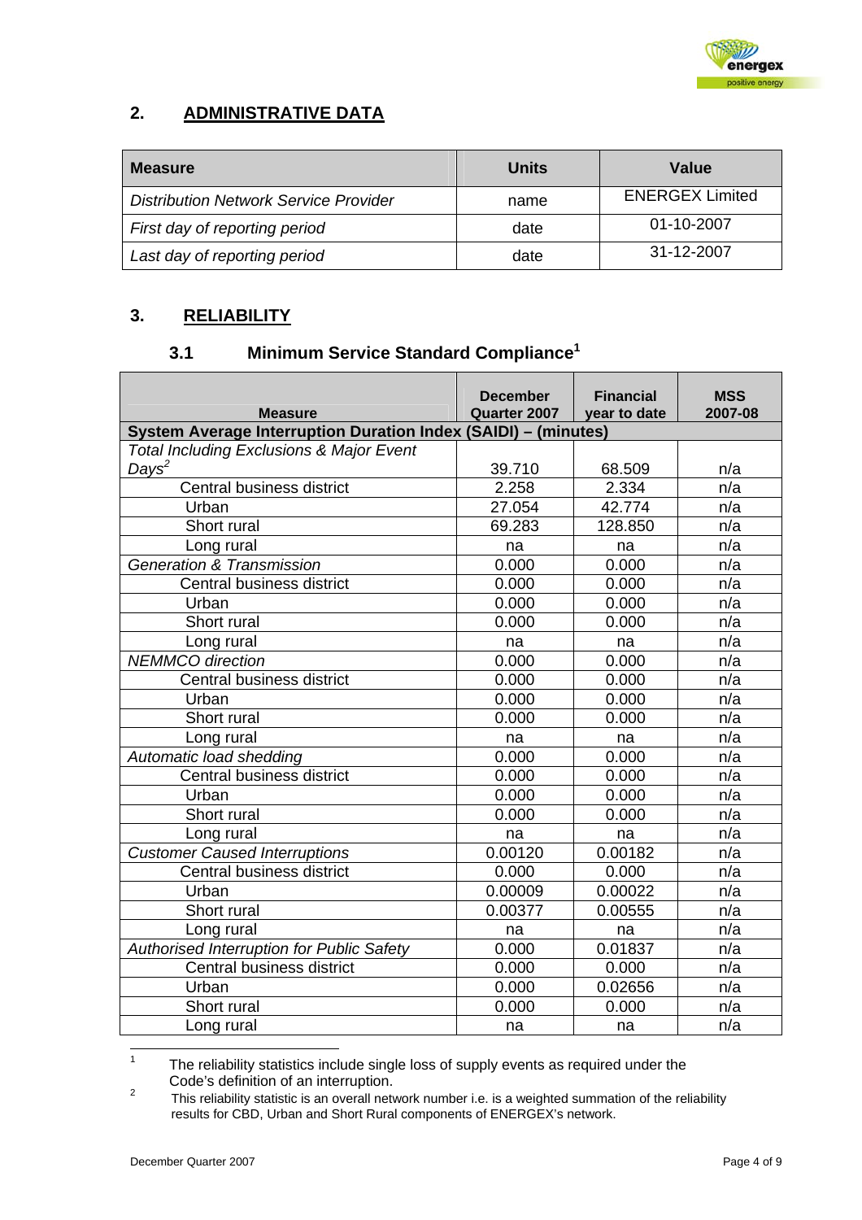## 2. ADMINISTRATIVE DATA

| Measure | Units | Value |
|---|---|---|
| *Distribution Network Service Provider* | name | ENERGEX Limited |
| *First day of reporting period* | date | 01-10-2007 |
| *Last day of reporting period* | date | 31-12-2007 |

## 3. RELIABILITY

### 3.1 Minimum Service Standard Compliance[1]

| Measure | December Quarter 2007 | Financial year to date | MSS 2007-08 |
|---|---|---|---|
| **System Average Interruption Duration Index (SAIDI) – (minutes)** | | | |
| *Total Including Exclusions & Major Event Days*[2] | 39.710 | 68.509 | n/a |
| Central business district | 2.258 | 2.334 | n/a |
| Urban | 27.054 | 42.774 | n/a |
| Short rural | 69.283 | 128.850 | n/a |
| Long rural | na | na | n/a |
| *Generation & Transmission* | 0.000 | 0.000 | n/a |
| Central business district | 0.000 | 0.000 | n/a |
| Urban | 0.000 | 0.000 | n/a |
| Short rural | 0.000 | 0.000 | n/a |
| Long rural | na | na | n/a |
| *NEMMCO direction* | 0.000 | 0.000 | n/a |
| Central business district | 0.000 | 0.000 | n/a |
| Urban | 0.000 | 0.000 | n/a |
| Short rural | 0.000 | 0.000 | n/a |
| Long rural | na | na | n/a |
| *Automatic load shedding* | 0.000 | 0.000 | n/a |
| Central business district | 0.000 | 0.000 | n/a |
| Urban | 0.000 | 0.000 | n/a |
| Short rural | 0.000 | 0.000 | n/a |
| Long rural | na | na | n/a |
| *Customer Caused Interruptions* | 0.00120 | 0.00182 | n/a |
| Central business district | 0.000 | 0.000 | n/a |
| Urban | 0.00009 | 0.00022 | n/a |
| Short rural | 0.00377 | 0.00555 | n/a |
| Long rural | na | na | n/a |
| *Authorised Interruption for Public Safety* | 0.000 | 0.01837 | n/a |
| Central business district | 0.000 | 0.000 | n/a |
| Urban | 0.000 | 0.02656 | n/a |
| Short rural | 0.000 | 0.000 | n/a |
| Long rural | na | na | n/a |

[1] The reliability statistics include single loss of supply events as required under the Code's definition of an interruption.

[2] This reliability statistic is an overall network number i.e. is a weighted summation of the reliability results for CBD, Urban and Short Rural components of ENERGEX's network.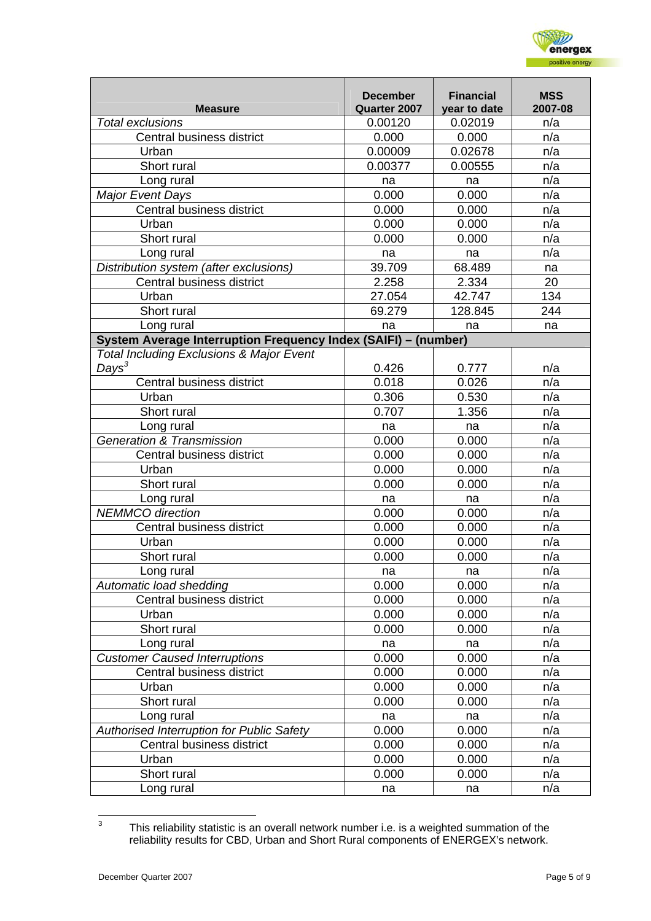| Measure | December Quarter 2007 | Financial year to date | MSS 2007-08 |
|---|---|---|---|
| *Total exclusions* | 0.00120 | 0.02019 | n/a |
| Central business district | 0.000 | 0.000 | n/a |
| Urban | 0.00009 | 0.02678 | n/a |
| Short rural | 0.00377 | 0.00555 | n/a |
| Long rural | na | na | n/a |
| *Major Event Days* | 0.000 | 0.000 | n/a |
| Central business district | 0.000 | 0.000 | n/a |
| Urban | 0.000 | 0.000 | n/a |
| Short rural | 0.000 | 0.000 | n/a |
| Long rural | na | na | n/a |
| *Distribution system (after exclusions)* | 39.709 | 68.489 | na |
| Central business district | 2.258 | 2.334 | 20 |
| Urban | 27.054 | 42.747 | 134 |
| Short rural | 69.279 | 128.845 | 244 |
| Long rural | na | na | na |
| **System Average Interruption Frequency Index (SAIFI) – (number)** | | | |
| *Total Including Exclusions & Major Event Days*[3] | 0.426 | 0.777 | n/a |
| Central business district | 0.018 | 0.026 | n/a |
| Urban | 0.306 | 0.530 | n/a |
| Short rural | 0.707 | 1.356 | n/a |
| Long rural | na | na | n/a |
| *Generation & Transmission* | 0.000 | 0.000 | n/a |
| Central business district | 0.000 | 0.000 | n/a |
| Urban | 0.000 | 0.000 | n/a |
| Short rural | 0.000 | 0.000 | n/a |
| Long rural | na | na | n/a |
| *NEMMCO direction* | 0.000 | 0.000 | n/a |
| Central business district | 0.000 | 0.000 | n/a |
| Urban | 0.000 | 0.000 | n/a |
| Short rural | 0.000 | 0.000 | n/a |
| Long rural | na | na | n/a |
| *Automatic load shedding* | 0.000 | 0.000 | n/a |
| Central business district | 0.000 | 0.000 | n/a |
| Urban | 0.000 | 0.000 | n/a |
| Short rural | 0.000 | 0.000 | n/a |
| Long rural | na | na | n/a |
| *Customer Caused Interruptions* | 0.000 | 0.000 | n/a |
| Central business district | 0.000 | 0.000 | n/a |
| Urban | 0.000 | 0.000 | n/a |
| Short rural | 0.000 | 0.000 | n/a |
| Long rural | na | na | n/a |
| *Authorised Interruption for Public Safety* | 0.000 | 0.000 | n/a |
| Central business district | 0.000 | 0.000 | n/a |
| Urban | 0.000 | 0.000 | n/a |
| Short rural | 0.000 | 0.000 | n/a |
| Long rural | na | na | n/a |

[3] This reliability statistic is an overall network number i.e. is a weighted summation of the reliability results for CBD, Urban and Short Rural components of ENERGEX's network.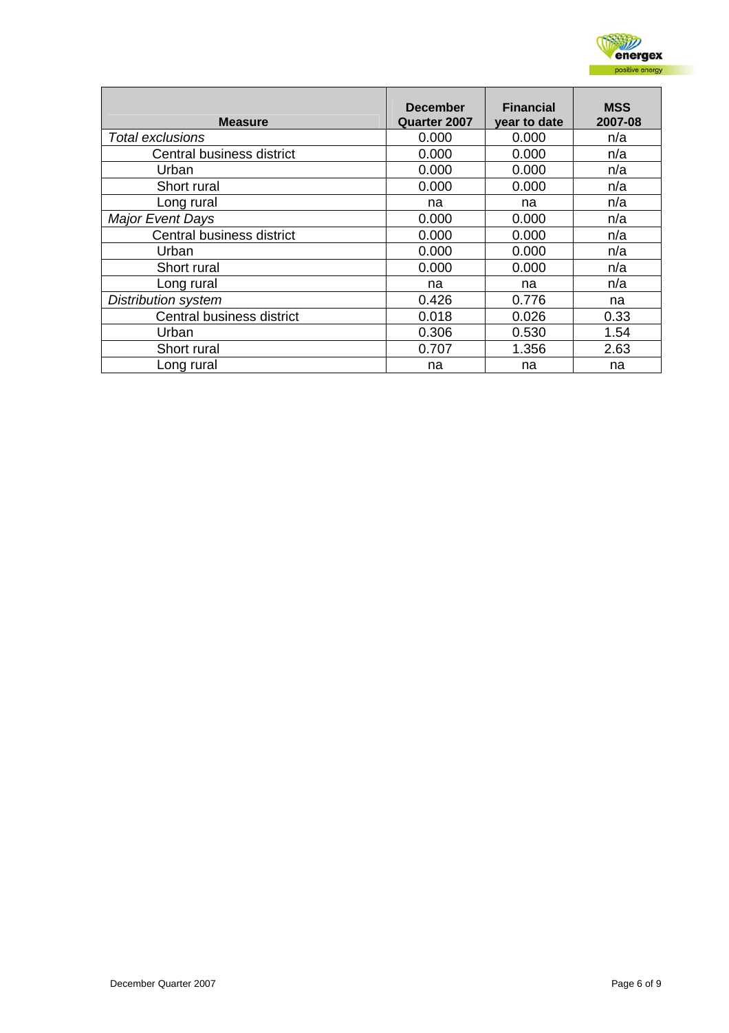| Measure | December Quarter 2007 | Financial year to date | MSS 2007-08 |
|---|---|---|---|
| *Total exclusions* | 0.000 | 0.000 | n/a |
| Central business district | 0.000 | 0.000 | n/a |
| Urban | 0.000 | 0.000 | n/a |
| Short rural | 0.000 | 0.000 | n/a |
| Long rural | na | na | n/a |
| *Major Event Days* | 0.000 | 0.000 | n/a |
| Central business district | 0.000 | 0.000 | n/a |
| Urban | 0.000 | 0.000 | n/a |
| Short rural | 0.000 | 0.000 | n/a |
| Long rural | na | na | n/a |
| *Distribution system* | 0.426 | 0.776 | na |
| Central business district | 0.018 | 0.026 | 0.33 |
| Urban | 0.306 | 0.530 | 1.54 |
| Short rural | 0.707 | 1.356 | 2.63 |
| Long rural | na | na | na |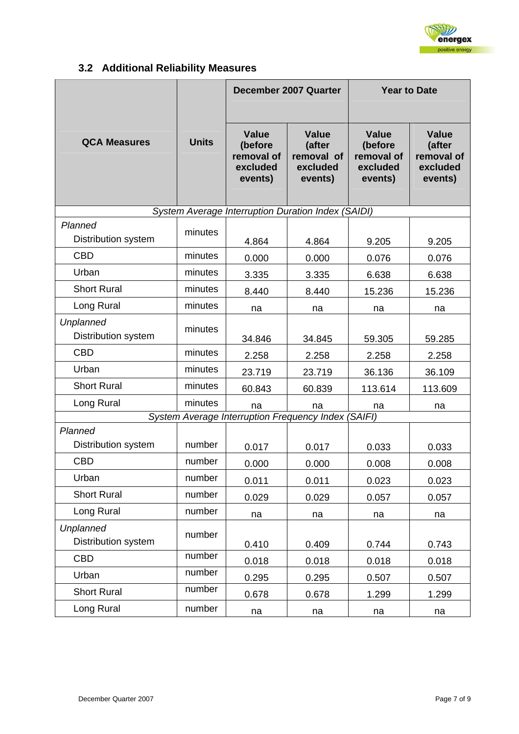## 3.2 Additional Reliability Measures

| QCA Measures | Units | December 2007 Quarter | | Year to Date | |
|---|---|---|---|---|---|
| | | Value (before removal of excluded events) | Value (after removal of excluded events) | Value (before removal of excluded events) | Value (after removal of excluded events) |
| *System Average Interruption Duration Index (SAIDI)* | | | | | |
| *Planned* | | | | | |
| Distribution system | minutes | 4.864 | 4.864 | 9.205 | 9.205 |
| CBD | minutes | 0.000 | 0.000 | 0.076 | 0.076 |
| Urban | minutes | 3.335 | 3.335 | 6.638 | 6.638 |
| Short Rural | minutes | 8.440 | 8.440 | 15.236 | 15.236 |
| Long Rural | minutes | na | na | na | na |
| *Unplanned* | | | | | |
| Distribution system | minutes | 34.846 | 34.845 | 59.305 | 59.285 |
| CBD | minutes | 2.258 | 2.258 | 2.258 | 2.258 |
| Urban | minutes | 23.719 | 23.719 | 36.136 | 36.109 |
| Short Rural | minutes | 60.843 | 60.839 | 113.614 | 113.609 |
| Long Rural | minutes | na | na | na | na |
| *System Average Interruption Frequency Index (SAIFI)* | | | | | |
| *Planned* | | | | | |
| Distribution system | number | 0.017 | 0.017 | 0.033 | 0.033 |
| CBD | number | 0.000 | 0.000 | 0.008 | 0.008 |
| Urban | number | 0.011 | 0.011 | 0.023 | 0.023 |
| Short Rural | number | 0.029 | 0.029 | 0.057 | 0.057 |
| Long Rural | number | na | na | na | na |
| *Unplanned* | | | | | |
| Distribution system | number | 0.410 | 0.409 | 0.744 | 0.743 |
| CBD | number | 0.018 | 0.018 | 0.018 | 0.018 |
| Urban | number | 0.295 | 0.295 | 0.507 | 0.507 |
| Short Rural | number | 0.678 | 0.678 | 1.299 | 1.299 |
| Long Rural | number | na | na | na | na |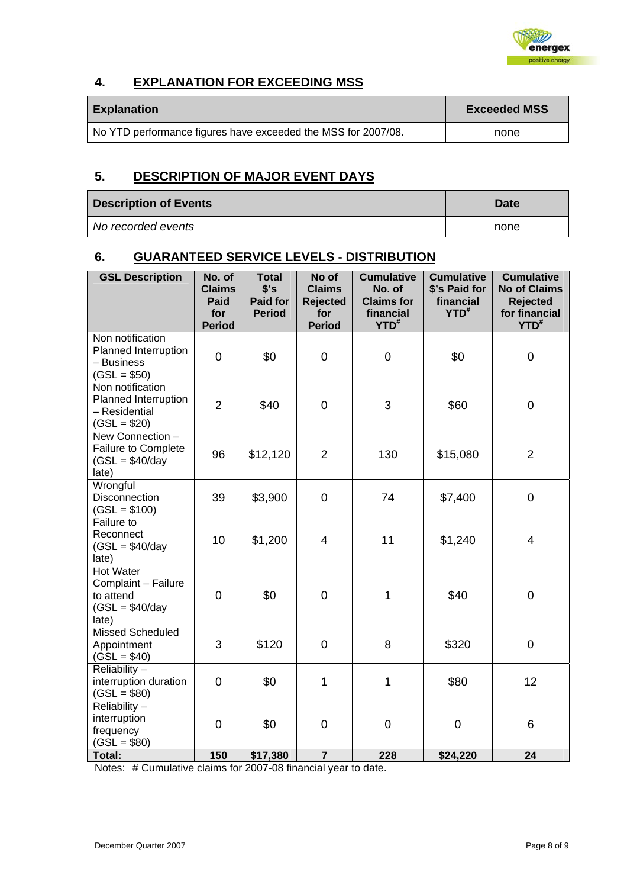## 4. EXPLANATION FOR EXCEEDING MSS

| Explanation | Exceeded MSS |
|---|---|
| No YTD performance figures have exceeded the MSS for 2007/08. | none |

## 5. DESCRIPTION OF MAJOR EVENT DAYS

| Description of Events | Date |
|---|---|
| *No recorded events* | none |

## 6. GUARANTEED SERVICE LEVELS - DISTRIBUTION

| GSL Description | No. of Claims Paid for Period | Total $'s Paid for Period | No of Claims Rejected for Period | Cumulative No. of Claims for financial YTD# | Cumulative $'s Paid for financial YTD# | Cumulative No of Claims Rejected for financial YTD# |
|---|---|---|---|---|---|---|
| Non notification Planned Interruption – Business (GSL = $50) | 0 | $0 | 0 | 0 | $0 | 0 |
| Non notification Planned Interruption – Residential (GSL = $20) | 2 | $40 | 0 | 3 | $60 | 0 |
| New Connection – Failure to Complete (GSL = $40/day late) | 96 | $12,120 | 2 | 130 | $15,080 | 2 |
| Wrongful Disconnection (GSL = $100) | 39 | $3,900 | 0 | 74 | $7,400 | 0 |
| Failure to Reconnect (GSL = $40/day late) | 10 | $1,200 | 4 | 11 | $1,240 | 4 |
| Hot Water Complaint – Failure to attend (GSL = $40/day late) | 0 | $0 | 0 | 1 | $40 | 0 |
| Missed Scheduled Appointment (GSL = $40) | 3 | $120 | 0 | 8 | $320 | 0 |
| Reliability – interruption duration (GSL = $80) | 0 | $0 | 1 | 1 | $80 | 12 |
| Reliability – interruption frequency (GSL = $80) | 0 | $0 | 0 | 0 | 0 | 6 |
| **Total:** | **150** | **$17,380** | **7** | **228** | **$24,220** | **24** |

Notes: # Cumulative claims for 2007-08 financial year to date.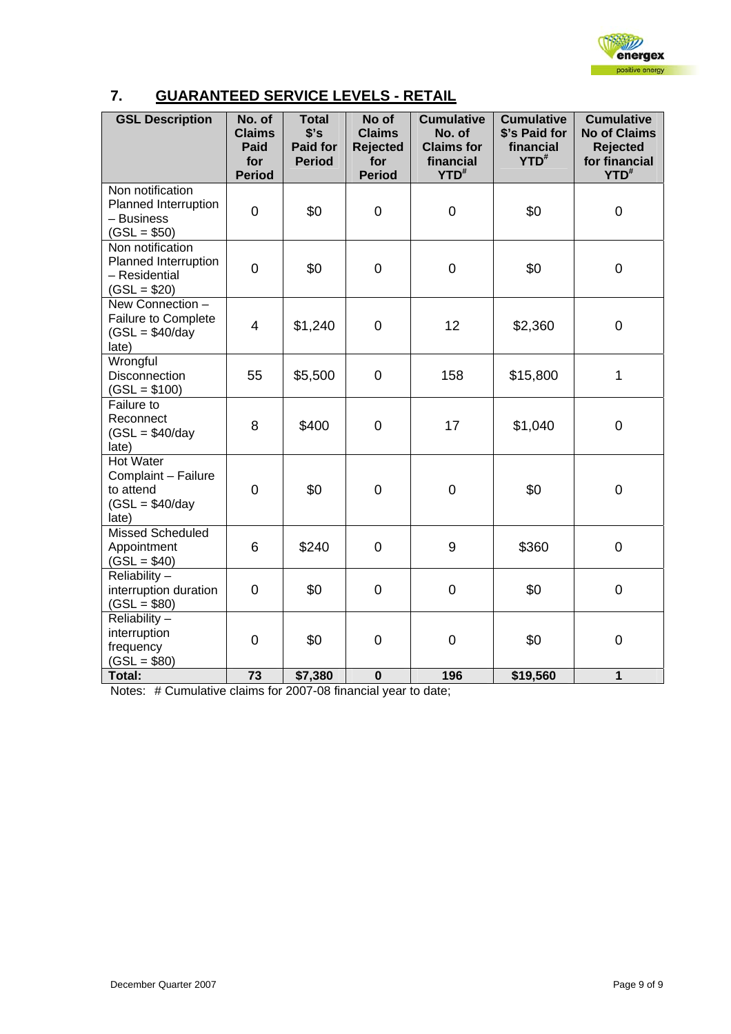## 7. GUARANTEED SERVICE LEVELS - RETAIL

| GSL Description | No. of Claims Paid for Period | Total $'s Paid for Period | No of Claims Rejected for Period | Cumulative No. of Claims for financial YTD# | Cumulative $'s Paid for financial YTD# | Cumulative No of Claims Rejected for financial YTD# |
|---|---|---|---|---|---|---|
| Non notification Planned Interruption – Business (GSL = $50) | 0 | $0 | 0 | 0 | $0 | 0 |
| Non notification Planned Interruption – Residential (GSL = $20) | 0 | $0 | 0 | 0 | $0 | 0 |
| New Connection – Failure to Complete (GSL = $40/day late) | 4 | $1,240 | 0 | 12 | $2,360 | 0 |
| Wrongful Disconnection (GSL = $100) | 55 | $5,500 | 0 | 158 | $15,800 | 1 |
| Failure to Reconnect (GSL = $40/day late) | 8 | $400 | 0 | 17 | $1,040 | 0 |
| Hot Water Complaint – Failure to attend (GSL = $40/day late) | 0 | $0 | 0 | 0 | $0 | 0 |
| Missed Scheduled Appointment (GSL = $40) | 6 | $240 | 0 | 9 | $360 | 0 |
| Reliability – interruption duration (GSL = $80) | 0 | $0 | 0 | 0 | $0 | 0 |
| Reliability – interruption frequency (GSL = $80) | 0 | $0 | 0 | 0 | $0 | 0 |
| **Total:** | **73** | **$7,380** | **0** | **196** | **$19,560** | **1** |

Notes: # Cumulative claims for 2007-08 financial year to date;